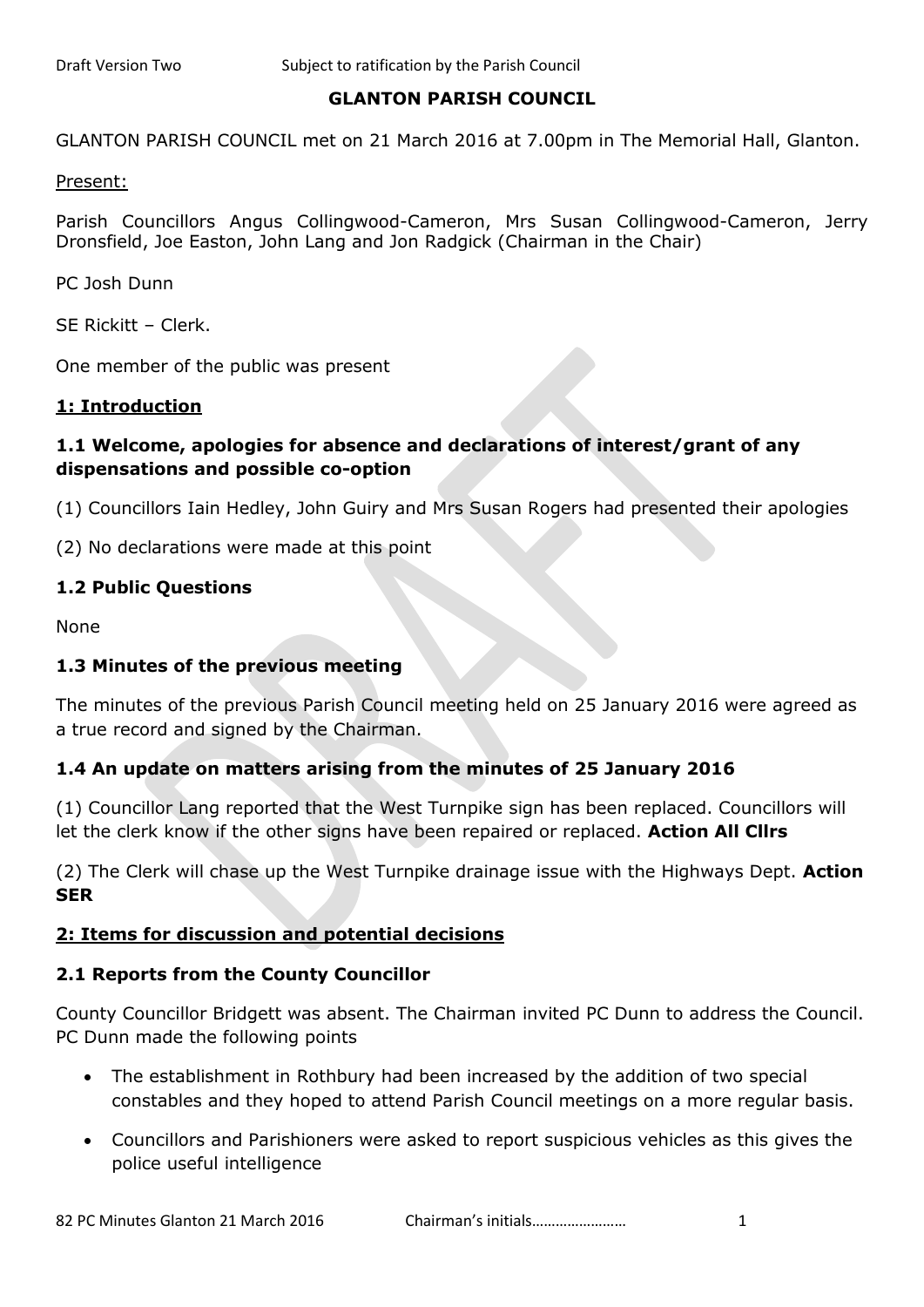Draft Version Two Subject to ratification by the Parish Council

# GLANTON PARISH COUNCIL

GLANTON PARISH COUNCIL met on 21 March 2016 at 7.00pm in The Memorial Hall, Glanton.

Present:

Parish Councillors Angus Collingwood-Cameron, Mrs Susan Collingwood-Cameron, Jerry Dronsfield, Joe Easton, John Lang and Jon Radgick (Chairman in the Chair)

PC Josh Dunn

SE Rickitt – Clerk.

One member of the public was present

## 1: Introduction

### 1.1 Welcome, apologies for absence and declarations of interest/grant of any dispensations and possible co-option

(1) Councillors Iain Hedley, John Guiry and Mrs Susan Rogers had presented their apologies

(2) No declarations were made at this point

### 1.2 Public Questions

None

### 1.3 Minutes of the previous meeting

The minutes of the previous Parish Council meeting held on 25 January 2016 were agreed as a true record and signed by the Chairman.

### 1.4 An update on matters arising from the minutes of 25 January 2016

(1) Councillor Lang reported that the West Turnpike sign has been replaced. Councillors will let the clerk know if the other signs have been repaired or replaced. **Action All Cllrs**

(2) The Clerk will chase up the West Turnpike drainage issue with the Highways Dept. **Action SER**

## 2: Items for discussion and potential decisions

### 2.1 Reports from the County Councillor

County Councillor Bridgett was absent. The Chairman invited PC Dunn to address the Council. PC Dunn made the following points

- The establishment in Rothbury had been increased by the addition of two special constables and they hoped to attend Parish Council meetings on a more regular basis.
- Councillors and Parishioners were asked to report suspicious vehicles as this gives the police useful intelligence

82 PC Minutes Glanton 21 March 2016 Chairman's initials……………………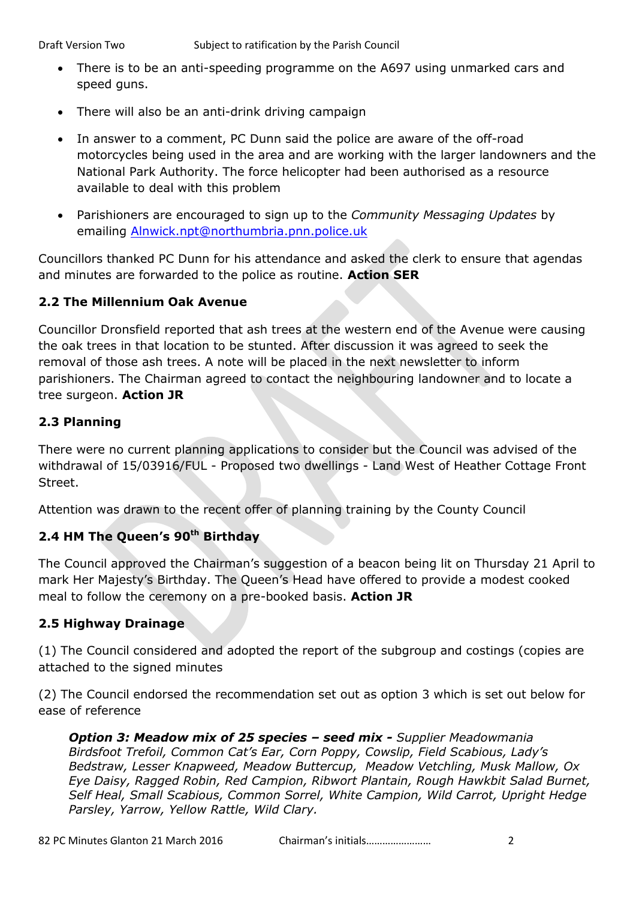- There is to be an anti-speeding programme on the A697 using unmarked cars and speed guns.
- There will also be an anti-drink driving campaign
- In answer to a comment, PC Dunn said the police are aware of the off-road motorcycles being used in the area and are working with the larger landowners and the National Park Authority. The force helicopter had been authorised as a resource available to deal with this problem
- Parishioners are encouraged to sign up to the *Community Messaging Updates* by emailing [Alnwick.npt@northumbria.pnn.police.uk](mailto:Alnwick.npt@northumbria.pnn.police.uk)

Councillors thanked PC Dunn for his attendance and asked the clerk to ensure that agendas and minutes are forwarded to the police as routine. **Action SER**

### 2.2 The Millennium Oak Avenue

Councillor Dronsfield reported that ash trees at the western end of the Avenue were causing the oak trees in that location to be stunted. After discussion it was agreed to seek the removal of those ash trees. A note will be placed in the next newsletter to inform parishioners. The Chairman agreed to contact the neighbouring landowner and to locate a tree surgeon. **Action JR**

### 2.3 Planning

There were no current planning applications to consider but the Council was advised of the withdrawal of 15/03916/FUL - Proposed two dwellings - Land West of Heather Cottage Front Street.

Attention was drawn to the recent offer of planning training by the County Council

### 2.4 HM The Queen's 90th Birthday

The Council approved the Chairman's suggestion of a beacon being lit on Thursday 21 April to mark Her Majesty's Birthday. The Queen's Head have offered to provide a modest cooked meal to follow the ceremony on a pre-booked basis. **Action JR**

### 2.5 Highway Drainage

(1) The Council considered and adopted the report of the subgroup and costings (copies are attached to the signed minutes

(2) The Council endorsed the recommendation set out as option 3 which is set out below for ease of reference

> ***Option 3: Meadow mix of 25 species – seed mix -*** *Supplier Meadowmania Birdsfoot Trefoil, Common Cat's Ear, Corn Poppy, Cowslip, Field Scabious, Lady's Bedstraw, Lesser Knapweed, Meadow Buttercup, Meadow Vetchling, Musk Mallow, Ox Eye Daisy, Ragged Robin, Red Campion, Ribwort Plantain, Rough Hawkbit Salad Burnet, Self Heal, Small Scabious, Common Sorrel, White Campion, Wild Carrot, Upright Hedge Parsley, Yarrow, Yellow Rattle, Wild Clary.*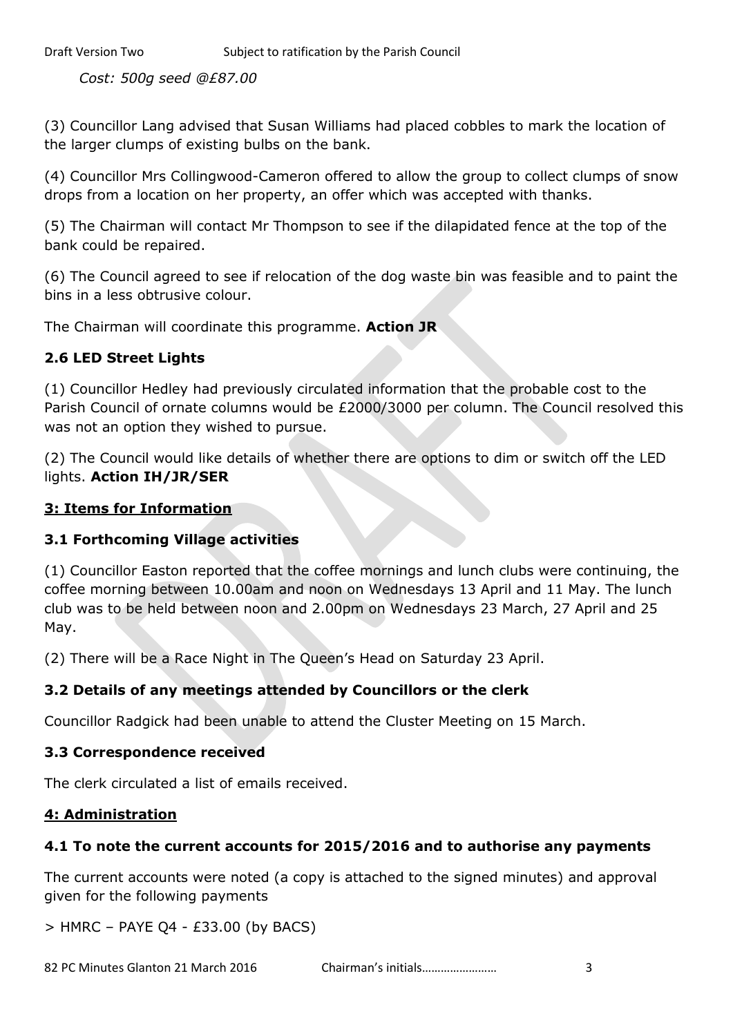*Cost: 500g seed @£87.00*

(3) Councillor Lang advised that Susan Williams had placed cobbles to mark the location of the larger clumps of existing bulbs on the bank.

(4) Councillor Mrs Collingwood-Cameron offered to allow the group to collect clumps of snow drops from a location on her property, an offer which was accepted with thanks.

(5) The Chairman will contact Mr Thompson to see if the dilapidated fence at the top of the bank could be repaired.

(6) The Council agreed to see if relocation of the dog waste bin was feasible and to paint the bins in a less obtrusive colour.

The Chairman will coordinate this programme. **Action JR**

### 2.6 LED Street Lights

(1) Councillor Hedley had previously circulated information that the probable cost to the Parish Council of ornate columns would be £2000/3000 per column. The Council resolved this was not an option they wished to pursue.

(2) The Council would like details of whether there are options to dim or switch off the LED lights. **Action IH/JR/SER**

## 3: Items for Information

### 3.1 Forthcoming Village activities

(1) Councillor Easton reported that the coffee mornings and lunch clubs were continuing, the coffee morning between 10.00am and noon on Wednesdays 13 April and 11 May. The lunch club was to be held between noon and 2.00pm on Wednesdays 23 March, 27 April and 25 May.

(2) There will be a Race Night in The Queen's Head on Saturday 23 April.

### 3.2 Details of any meetings attended by Councillors or the clerk

Councillor Radgick had been unable to attend the Cluster Meeting on 15 March.

### 3.3 Correspondence received

The clerk circulated a list of emails received.

## 4: Administration

### 4.1 To note the current accounts for 2015/2016 and to authorise any payments

The current accounts were noted (a copy is attached to the signed minutes) and approval given for the following payments

> HMRC – PAYE Q4 - £33.00 (by BACS)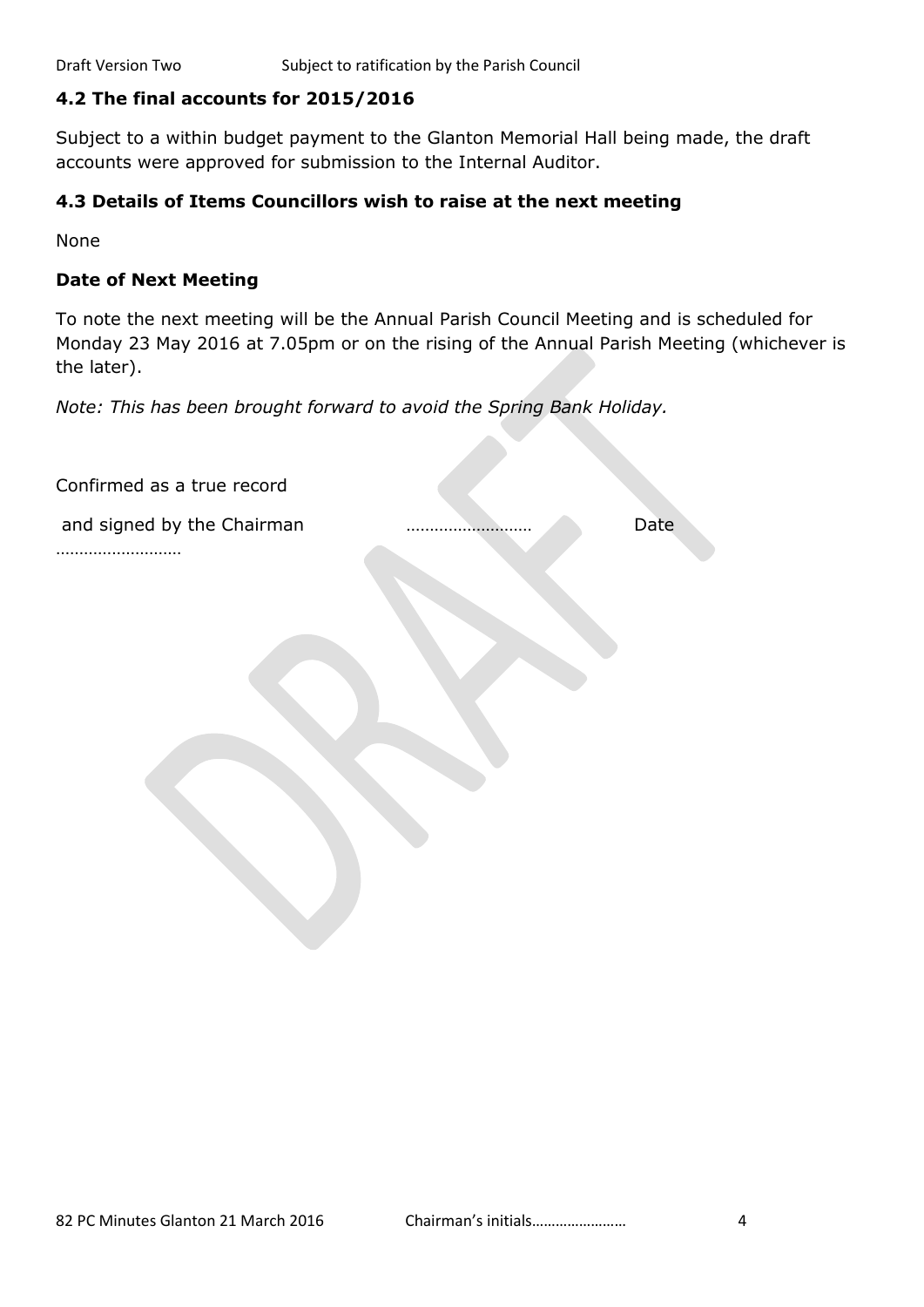### 4.2 The final accounts for 2015/2016

Subject to a within budget payment to the Glanton Memorial Hall being made, the draft accounts were approved for submission to the Internal Auditor.

### 4.3 Details of Items Councillors wish to raise at the next meeting

None

### Date of Next Meeting

To note the next meeting will be the Annual Parish Council Meeting and is scheduled for Monday 23 May 2016 at 7.05pm or on the rising of the Annual Parish Meeting (whichever is the later).

*Note: This has been brought forward to avoid the Spring Bank Holiday.*

Confirmed as a true record

and signed by the Chairman …………………… Date ……………………